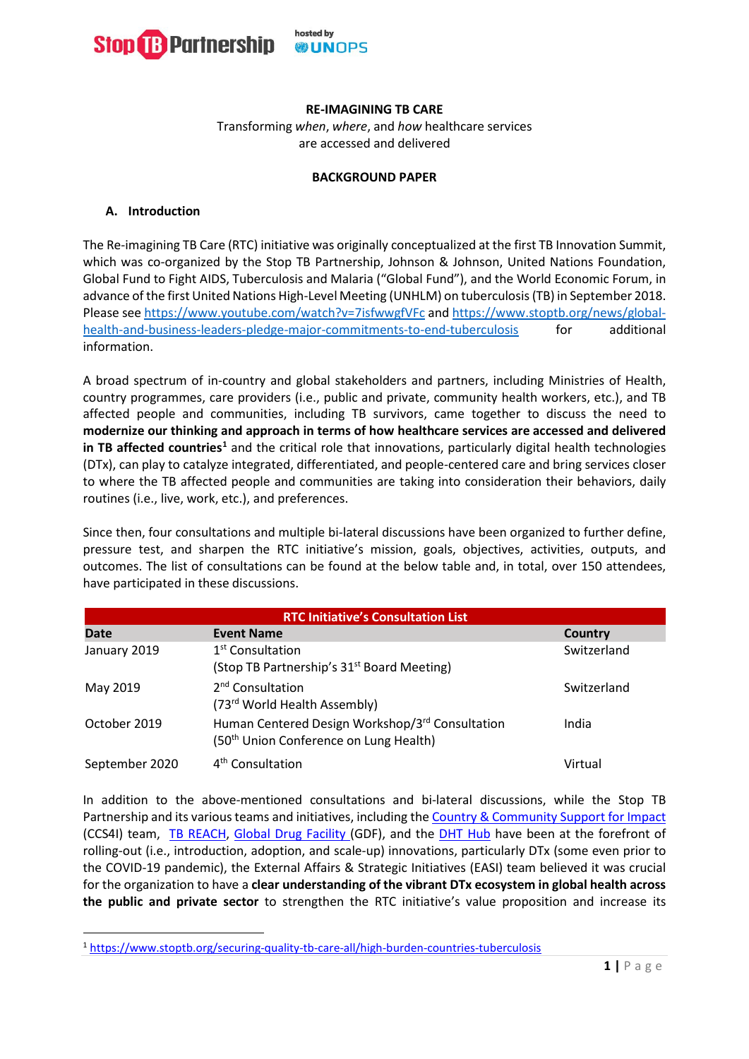Stop TB Partnership hosted by UNOPS

**RE-IMAGINING TB CARE**

Transforming *when*, *where*, and *how* healthcare services are accessed and delivered

**BACKGROUND PAPER**

## A. Introduction

The Re-imagining TB Care (RTC) initiative was originally conceptualized at the first TB Innovation Summit, which was co-organized by the Stop TB Partnership, Johnson & Johnson, United Nations Foundation, Global Fund to Fight AIDS, Tuberculosis and Malaria ("Global Fund"), and the World Economic Forum, in advance of the first United Nations High-Level Meeting (UNHLM) on tuberculosis (TB) in September 2018. Please see [https://www.youtube.com/watch?v=7isfwwgfVFc](https://www.youtube.com/watch?v=7isfwwgfVFc) and [https://www.stoptb.org/news/global-health-and-business-leaders-pledge-major-commitments-to-end-tuberculosis](https://www.stoptb.org/news/global-health-and-business-leaders-pledge-major-commitments-to-end-tuberculosis) for additional information.

A broad spectrum of in-country and global stakeholders and partners, including Ministries of Health, country programmes, care providers (i.e., public and private, community health workers, etc.), and TB affected people and communities, including TB survivors, came together to discuss the need to **modernize our thinking and approach in terms of how healthcare services are accessed and delivered in TB affected countries**[1] and the critical role that innovations, particularly digital health technologies (DTx), can play to catalyze integrated, differentiated, and people-centered care and bring services closer to where the TB affected people and communities are taking into consideration their behaviors, daily routines (i.e., live, work, etc.), and preferences.

Since then, four consultations and multiple bi-lateral discussions have been organized to further define, pressure test, and sharpen the RTC initiative's mission, goals, objectives, activities, outputs, and outcomes. The list of consultations can be found at the below table and, in total, over 150 attendees, have participated in these discussions.

| RTC Initiative's Consultation List | | |
|---|---|---|
| **Date** | **Event Name** | **Country** |
| January 2019 | 1st Consultation (Stop TB Partnership's 31st Board Meeting) | Switzerland |
| May 2019 | 2nd Consultation (73rd World Health Assembly) | Switzerland |
| October 2019 | Human Centered Design Workshop/3rd Consultation (50th Union Conference on Lung Health) | India |
| September 2020 | 4th Consultation | Virtual |

In addition to the above-mentioned consultations and bi-lateral discussions, while the Stop TB Partnership and its various teams and initiatives, including the [Country & Community Support for Impact](#) (CCS4I) team, [TB REACH](#), [Global Drug Facility](#) (GDF), and the [DHT Hub](#) have been at the forefront of rolling-out (i.e., introduction, adoption, and scale-up) innovations, particularly DTx (some even prior to the COVID-19 pandemic), the External Affairs & Strategic Initiatives (EASI) team believed it was crucial for the organization to have a **clear understanding of the vibrant DTx ecosystem in global health across the public and private sector** to strengthen the RTC initiative's value proposition and increase its

[1] [https://www.stoptb.org/securing-quality-tb-care-all/high-burden-countries-tuberculosis](https://www.stoptb.org/securing-quality-tb-care-all/high-burden-countries-tuberculosis)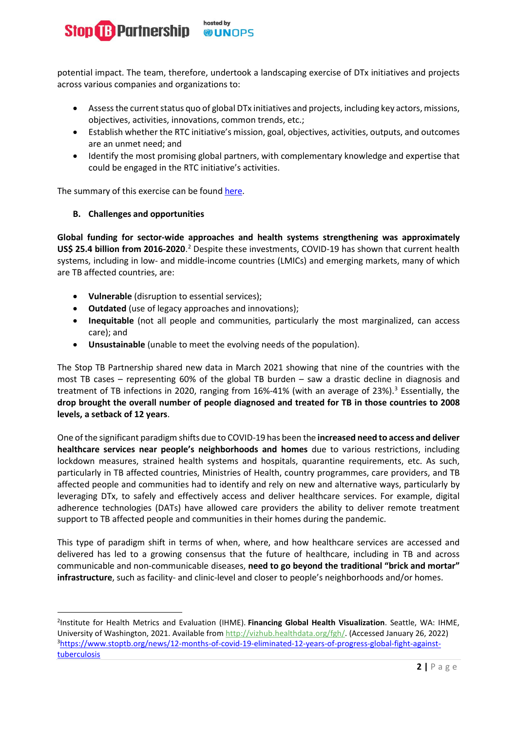potential impact. The team, therefore, undertook a landscaping exercise of DTx initiatives and projects across various companies and organizations to:

- Assess the current status quo of global DTx initiatives and projects, including key actors, missions, objectives, activities, innovations, common trends, etc.;
- Establish whether the RTC initiative's mission, goal, objectives, activities, outputs, and outcomes are an unmet need; and
- Identify the most promising global partners, with complementary knowledge and expertise that could be engaged in the RTC initiative's activities.

The summary of this exercise can be found here.

**B. Challenges and opportunities**

**Global funding for sector-wide approaches and health systems strengthening was approximately US$ 25.4 billion from 2016-2020.**[2] Despite these investments, COVID-19 has shown that current health systems, including in low- and middle-income countries (LMICs) and emerging markets, many of which are TB affected countries, are:

- **Vulnerable** (disruption to essential services);
- **Outdated** (use of legacy approaches and innovations);
- **Inequitable** (not all people and communities, particularly the most marginalized, can access care); and
- **Unsustainable** (unable to meet the evolving needs of the population).

The Stop TB Partnership shared new data in March 2021 showing that nine of the countries with the most TB cases – representing 60% of the global TB burden – saw a drastic decline in diagnosis and treatment of TB infections in 2020, ranging from 16%-41% (with an average of 23%).[3] Essentially, the **drop brought the overall number of people diagnosed and treated for TB in those countries to 2008 levels, a setback of 12 years**.

One of the significant paradigm shifts due to COVID-19 has been the **increased need to access and deliver healthcare services near people's neighborhoods and homes** due to various restrictions, including lockdown measures, strained health systems and hospitals, quarantine requirements, etc. As such, particularly in TB affected countries, Ministries of Health, country programmes, care providers, and TB affected people and communities had to identify and rely on new and alternative ways, particularly by leveraging DTx, to safely and effectively access and deliver healthcare services. For example, digital adherence technologies (DATs) have allowed care providers the ability to deliver remote treatment support to TB affected people and communities in their homes during the pandemic.

This type of paradigm shift in terms of when, where, and how healthcare services are accessed and delivered has led to a growing consensus that the future of healthcare, including in TB and across communicable and non-communicable diseases, **need to go beyond the traditional "brick and mortar" infrastructure**, such as facility- and clinic-level and closer to people's neighborhoods and/or homes.

---

[2] Institute for Health Metrics and Evaluation (IHME). **Financing Global Health Visualization**. Seattle, WA: IHME, University of Washington, 2021. Available from http://vizhub.healthdata.org/fgh/. (Accessed January 26, 2022)

[3] https://www.stoptb.org/news/12-months-of-covid-19-eliminated-12-years-of-progress-global-fight-against-tuberculosis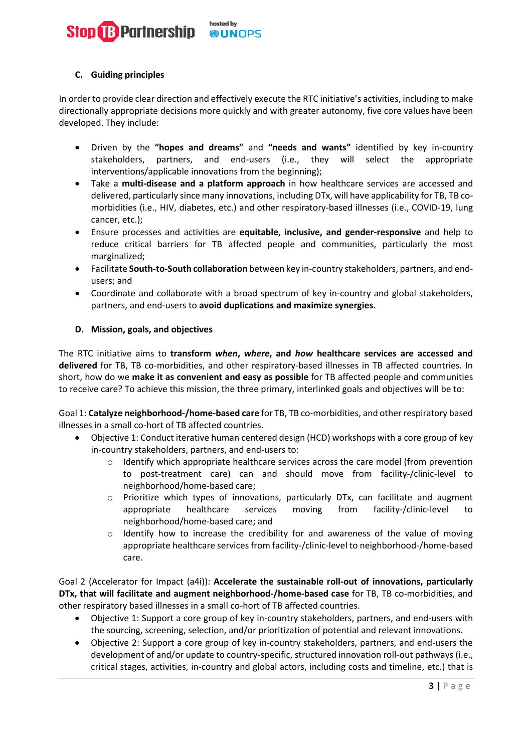### C. Guiding principles

In order to provide clear direction and effectively execute the RTC initiative's activities, including to make directionally appropriate decisions more quickly and with greater autonomy, five core values have been developed. They include:

- Driven by the **"hopes and dreams"** and **"needs and wants"** identified by key in-country stakeholders, partners, and end-users (i.e., they will select the appropriate interventions/applicable innovations from the beginning);
- Take a **multi-disease and a platform approach** in how healthcare services are accessed and delivered, particularly since many innovations, including DTx, will have applicability for TB, TB co-morbidities (i.e., HIV, diabetes, etc.) and other respiratory-based illnesses (i.e., COVID-19, lung cancer, etc.);
- Ensure processes and activities are **equitable, inclusive, and gender-responsive** and help to reduce critical barriers for TB affected people and communities, particularly the most marginalized;
- Facilitate **South-to-South collaboration** between key in-country stakeholders, partners, and end-users; and
- Coordinate and collaborate with a broad spectrum of key in-country and global stakeholders, partners, and end-users to **avoid duplications and maximize synergies**.

### D. Mission, goals, and objectives

The RTC initiative aims to **transform *when*, *where*, and *how* healthcare services are accessed and delivered** for TB, TB co-morbidities, and other respiratory-based illnesses in TB affected countries. In short, how do we **make it as convenient and easy as possible** for TB affected people and communities to receive care? To achieve this mission, the three primary, interlinked goals and objectives will be to:

Goal 1: **Catalyze neighborhood-/home-based care** for TB, TB co-morbidities, and other respiratory based illnesses in a small co-hort of TB affected countries.

- Objective 1: Conduct iterative human centered design (HCD) workshops with a core group of key in-country stakeholders, partners, and end-users to:
  - Identify which appropriate healthcare services across the care model (from prevention to post-treatment care) can and should move from facility-/clinic-level to neighborhood/home-based care;
  - Prioritize which types of innovations, particularly DTx, can facilitate and augment appropriate healthcare services moving from facility-/clinic-level to neighborhood/home-based care; and
  - Identify how to increase the credibility for and awareness of the value of moving appropriate healthcare services from facility-/clinic-level to neighborhood-/home-based care.

Goal 2 (Accelerator for Impact (a4i)): **Accelerate the sustainable roll-out of innovations, particularly DTx, that will facilitate and augment neighborhood-/home-based case** for TB, TB co-morbidities, and other respiratory based illnesses in a small co-hort of TB affected countries.

- Objective 1: Support a core group of key in-country stakeholders, partners, and end-users with the sourcing, screening, selection, and/or prioritization of potential and relevant innovations.
- Objective 2: Support a core group of key in-country stakeholders, partners, and end-users the development of and/or update to country-specific, structured innovation roll-out pathways (i.e., critical stages, activities, in-country and global actors, including costs and timeline, etc.) that is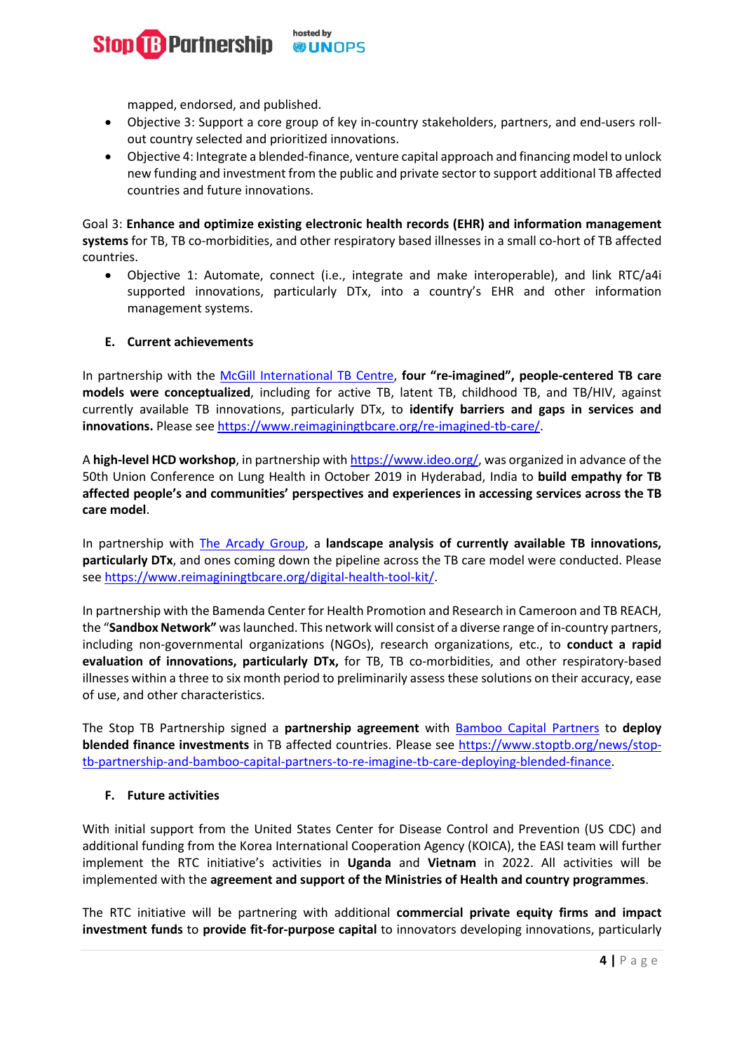mapped, endorsed, and published.

- Objective 3: Support a core group of key in-country stakeholders, partners, and end-users roll-out country selected and prioritized innovations.
- Objective 4: Integrate a blended-finance, venture capital approach and financing model to unlock new funding and investment from the public and private sector to support additional TB affected countries and future innovations.

Goal 3: **Enhance and optimize existing electronic health records (EHR) and information management systems** for TB, TB co-morbidities, and other respiratory based illnesses in a small co-hort of TB affected countries.

- Objective 1: Automate, connect (i.e., integrate and make interoperable), and link RTC/a4i supported innovations, particularly DTx, into a country's EHR and other information management systems.

### E. Current achievements

In partnership with the McGill International TB Centre, **four "re-imagined", people-centered TB care models were conceptualized**, including for active TB, latent TB, childhood TB, and TB/HIV, against currently available TB innovations, particularly DTx, to **identify barriers and gaps in services and innovations.** Please see https://www.reimaginingtbcare.org/re-imagined-tb-care/.

A **high-level HCD workshop**, in partnership with https://www.ideo.org/, was organized in advance of the 50th Union Conference on Lung Health in October 2019 in Hyderabad, India to **build empathy for TB affected people's and communities' perspectives and experiences in accessing services across the TB care model**.

In partnership with The Arcady Group, a **landscape analysis of currently available TB innovations, particularly DTx**, and ones coming down the pipeline across the TB care model were conducted. Please see https://www.reimaginingtbcare.org/digital-health-tool-kit/.

In partnership with the Bamenda Center for Health Promotion and Research in Cameroon and TB REACH, the "**Sandbox Network**" was launched. This network will consist of a diverse range of in-country partners, including non-governmental organizations (NGOs), research organizations, etc., to **conduct a rapid evaluation of innovations, particularly DTx,** for TB, TB co-morbidities, and other respiratory-based illnesses within a three to six month period to preliminarily assess these solutions on their accuracy, ease of use, and other characteristics.

The Stop TB Partnership signed a **partnership agreement** with Bamboo Capital Partners to **deploy blended finance investments** in TB affected countries. Please see https://www.stoptb.org/news/stop-tb-partnership-and-bamboo-capital-partners-to-re-imagine-tb-care-deploying-blended-finance.

### F. Future activities

With initial support from the United States Center for Disease Control and Prevention (US CDC) and additional funding from the Korea International Cooperation Agency (KOICA), the EASI team will further implement the RTC initiative's activities in **Uganda** and **Vietnam** in 2022. All activities will be implemented with the **agreement and support of the Ministries of Health and country programmes**.

The RTC initiative will be partnering with additional **commercial private equity firms and impact investment funds** to **provide fit-for-purpose capital** to innovators developing innovations, particularly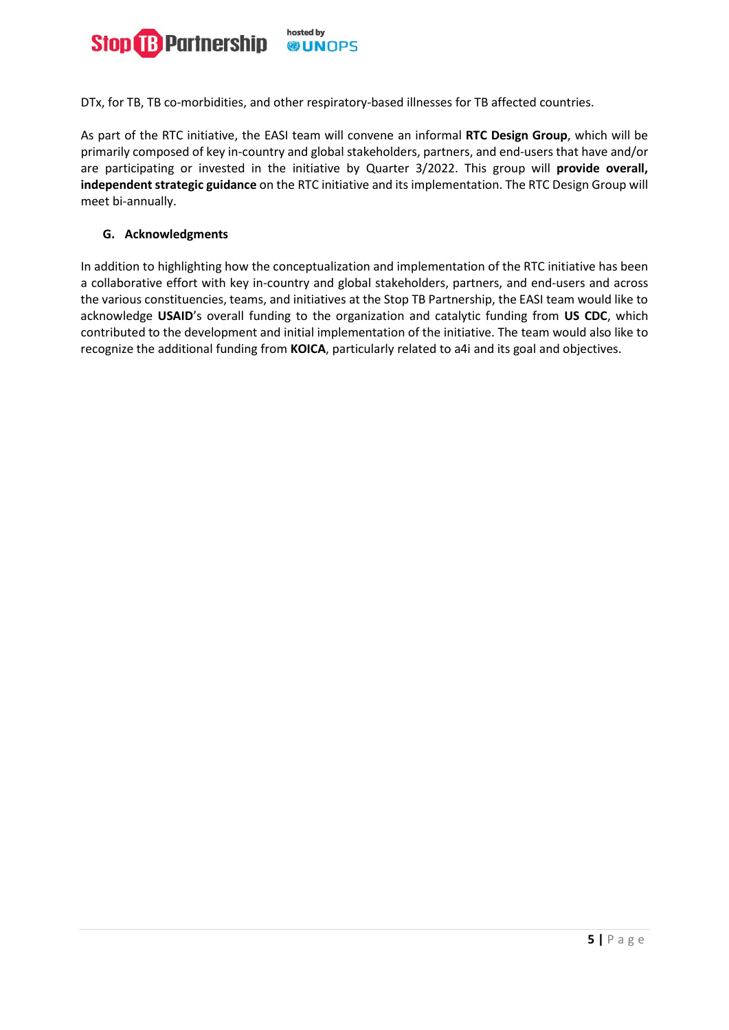DTx, for TB, TB co-morbidities, and other respiratory-based illnesses for TB affected countries.

As part of the RTC initiative, the EASI team will convene an informal **RTC Design Group**, which will be primarily composed of key in-country and global stakeholders, partners, and end-users that have and/or are participating or invested in the initiative by Quarter 3/2022. This group will **provide overall, independent strategic guidance** on the RTC initiative and its implementation. The RTC Design Group will meet bi-annually.

### G. Acknowledgments

In addition to highlighting how the conceptualization and implementation of the RTC initiative has been a collaborative effort with key in-country and global stakeholders, partners, and end-users and across the various constituencies, teams, and initiatives at the Stop TB Partnership, the EASI team would like to acknowledge **USAID**'s overall funding to the organization and catalytic funding from **US CDC**, which contributed to the development and initial implementation of the initiative. The team would also like to recognize the additional funding from **KOICA**, particularly related to a4i and its goal and objectives.